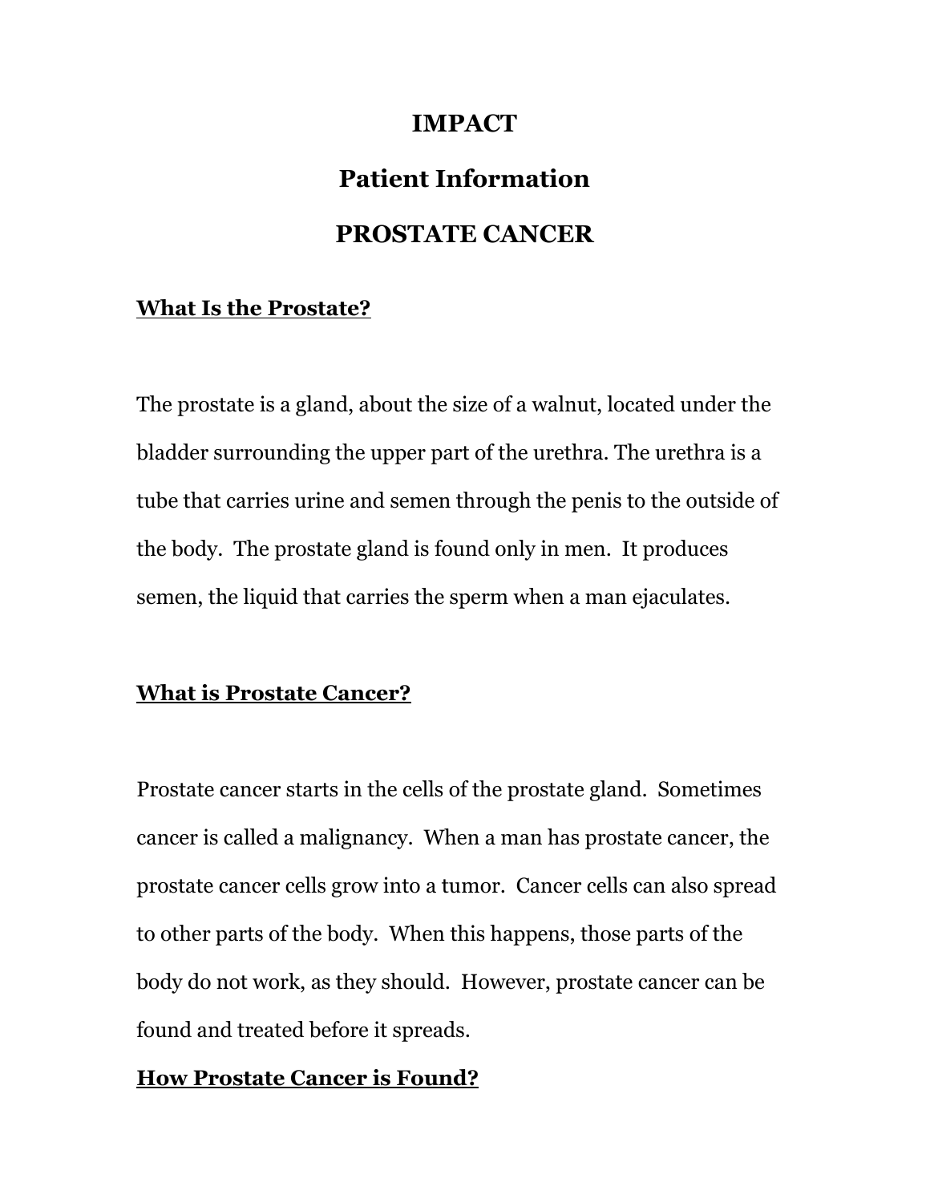# IMPACT

# Patient Information

# PROSTATE CANCER

## What Is the Prostate?

The prostate is a gland, about the size of a walnut, located under the bladder surrounding the upper part of the urethra. The urethra is a tube that carries urine and semen through the penis to the outside of the body. The prostate gland is found only in men. It produces semen, the liquid that carries the sperm when a man ejaculates.

## What is Prostate Cancer?

Prostate cancer starts in the cells of the prostate gland. Sometimes cancer is called a malignancy. When a man has prostate cancer, the prostate cancer cells grow into a tumor. Cancer cells can also spread to other parts of the body. When this happens, those parts of the body do not work, as they should. However, prostate cancer can be found and treated before it spreads.

## How Prostate Cancer is Found?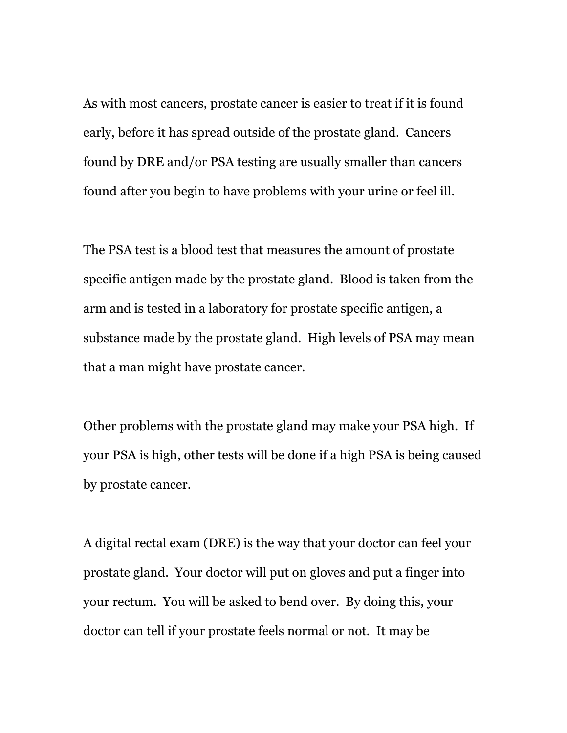As with most cancers, prostate cancer is easier to treat if it is found early, before it has spread outside of the prostate gland. Cancers found by DRE and/or PSA testing are usually smaller than cancers found after you begin to have problems with your urine or feel ill.

The PSA test is a blood test that measures the amount of prostate specific antigen made by the prostate gland. Blood is taken from the arm and is tested in a laboratory for prostate specific antigen, a substance made by the prostate gland. High levels of PSA may mean that a man might have prostate cancer.

Other problems with the prostate gland may make your PSA high. If your PSA is high, other tests will be done if a high PSA is being caused by prostate cancer.

A digital rectal exam (DRE) is the way that your doctor can feel your prostate gland. Your doctor will put on gloves and put a finger into your rectum. You will be asked to bend over. By doing this, your doctor can tell if your prostate feels normal or not. It may be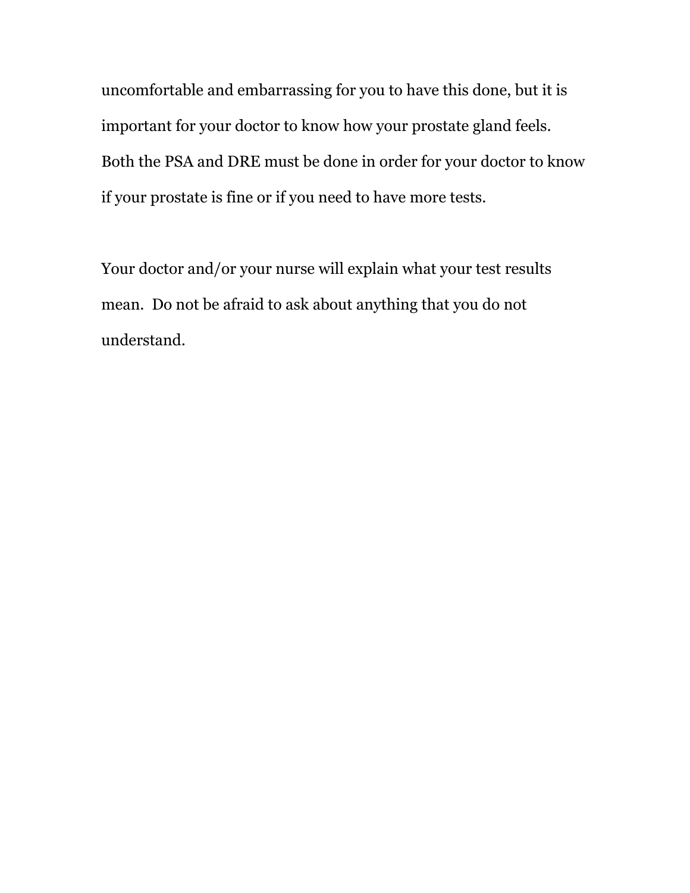uncomfortable and embarrassing for you to have this done, but it is important for your doctor to know how your prostate gland feels. Both the PSA and DRE must be done in order for your doctor to know if your prostate is fine or if you need to have more tests.

Your doctor and/or your nurse will explain what your test results mean. Do not be afraid to ask about anything that you do not understand.